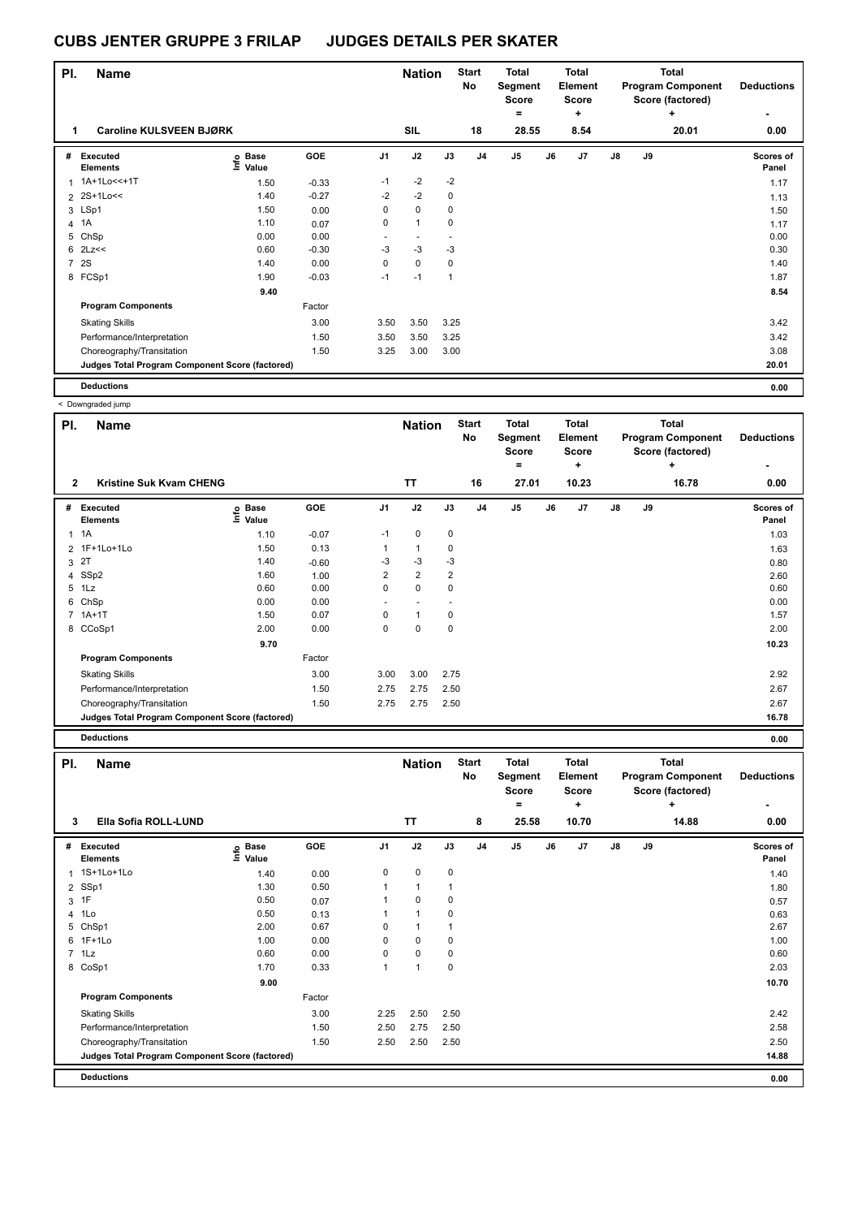# CUBS JENTER GRUPPE 3 FRILAP JUDGES DETAILS PER SKATER

| Pl. | Name | Nation | Start No | Total Segment Score = | Total Element Score + | Total Program Component Score (factored) + | Deductions - |
|---|---|---|---|---|---|---|---|
| 1 | Caroline KULSVEEN BJØRK | SIL | 18 | 28.55 | 8.54 | 20.01 | 0.00 |

| # | Executed Elements | Info | Base Value | GOE | J1 | J2 | J3 | J4 | J5 | J6 | J7 | J8 | J9 | Scores of Panel |
|---|---|---|---|---|---|---|---|---|---|---|---|---|---|---|
| 1 | 1A+1Lo<<+1T | | 1.50 | -0.33 | -1 | -2 | -2 | | | | | | | 1.17 |
| 2 | 2S+1Lo<< | | 1.40 | -0.27 | -2 | -2 | 0 | | | | | | | 1.13 |
| 3 | LSp1 | | 1.50 | 0.00 | 0 | 0 | 0 | | | | | | | 1.50 |
| 4 | 1A | | 1.10 | 0.07 | 0 | 1 | 0 | | | | | | | 1.17 |
| 5 | ChSp | | 0.00 | 0.00 | - | - | - | | | | | | | 0.00 |
| 6 | 2Lz<< | | 0.60 | -0.30 | -3 | -3 | -3 | | | | | | | 0.30 |
| 7 | 2S | | 1.40 | 0.00 | 0 | 0 | 0 | | | | | | | 1.40 |
| 8 | FCSp1 | | 1.90 | -0.03 | -1 | -1 | 1 | | | | | | | 1.87 |
| | | | 9.40 | | | | | | | | | | | 8.54 |
| | **Program Components** | | | Factor | | | | | | | | | | |
| | Skating Skills | | | 3.00 | 3.50 | 3.50 | 3.25 | | | | | | | 3.42 |
| | Performance/Interpretation | | | 1.50 | 3.50 | 3.50 | 3.25 | | | | | | | 3.42 |
| | Choreography/Transitation | | | 1.50 | 3.25 | 3.00 | 3.00 | | | | | | | 3.08 |
| | **Judges Total Program Component Score (factored)** | | | | | | | | | | | | | 20.01 |
| | **Deductions** | | | | | | | | | | | | | 0.00 |

< Downgraded jump

| Pl. | Name | Nation | Start No | Total Segment Score = | Total Element Score + | Total Program Component Score (factored) + | Deductions - |
|---|---|---|---|---|---|---|---|
| 2 | Kristine Suk Kvam CHENG | TT | 16 | 27.01 | 10.23 | 16.78 | 0.00 |

| # | Executed Elements | Info | Base Value | GOE | J1 | J2 | J3 | J4 | J5 | J6 | J7 | J8 | J9 | Scores of Panel |
|---|---|---|---|---|---|---|---|---|---|---|---|---|---|---|
| 1 | 1A | | 1.10 | -0.07 | -1 | 0 | 0 | | | | | | | 1.03 |
| 2 | 1F+1Lo+1Lo | | 1.50 | 0.13 | 1 | 1 | 0 | | | | | | | 1.63 |
| 3 | 2T | | 1.40 | -0.60 | -3 | -3 | -3 | | | | | | | 0.80 |
| 4 | SSp2 | | 1.60 | 1.00 | 2 | 2 | 2 | | | | | | | 2.60 |
| 5 | 1Lz | | 0.60 | 0.00 | 0 | 0 | 0 | | | | | | | 0.60 |
| 6 | ChSp | | 0.00 | 0.00 | - | - | - | | | | | | | 0.00 |
| 7 | 1A+1T | | 1.50 | 0.07 | 0 | 1 | 0 | | | | | | | 1.57 |
| 8 | CCoSp1 | | 2.00 | 0.00 | 0 | 0 | 0 | | | | | | | 2.00 |
| | | | 9.70 | | | | | | | | | | | 10.23 |
| | **Program Components** | | | Factor | | | | | | | | | | |
| | Skating Skills | | | 3.00 | 3.00 | 3.00 | 2.75 | | | | | | | 2.92 |
| | Performance/Interpretation | | | 1.50 | 2.75 | 2.75 | 2.50 | | | | | | | 2.67 |
| | Choreography/Transitation | | | 1.50 | 2.75 | 2.75 | 2.50 | | | | | | | 2.67 |
| | **Judges Total Program Component Score (factored)** | | | | | | | | | | | | | 16.78 |
| | **Deductions** | | | | | | | | | | | | | 0.00 |

| Pl. | Name | Nation | Start No | Total Segment Score = | Total Element Score + | Total Program Component Score (factored) + | Deductions - |
|---|---|---|---|---|---|---|---|
| 3 | Ella Sofia ROLL-LUND | TT | 8 | 25.58 | 10.70 | 14.88 | 0.00 |

| # | Executed Elements | Info | Base Value | GOE | J1 | J2 | J3 | J4 | J5 | J6 | J7 | J8 | J9 | Scores of Panel |
|---|---|---|---|---|---|---|---|---|---|---|---|---|---|---|
| 1 | 1S+1Lo+1Lo | | 1.40 | 0.00 | 0 | 0 | 0 | | | | | | | 1.40 |
| 2 | SSp1 | | 1.30 | 0.50 | 1 | 1 | 1 | | | | | | | 1.80 |
| 3 | 1F | | 0.50 | 0.07 | 1 | 0 | 0 | | | | | | | 0.57 |
| 4 | 1Lo | | 0.50 | 0.13 | 1 | 1 | 0 | | | | | | | 0.63 |
| 5 | ChSp1 | | 2.00 | 0.67 | 0 | 1 | 1 | | | | | | | 2.67 |
| 6 | 1F+1Lo | | 1.00 | 0.00 | 0 | 0 | 0 | | | | | | | 1.00 |
| 7 | 1Lz | | 0.60 | 0.00 | 0 | 0 | 0 | | | | | | | 0.60 |
| 8 | CoSp1 | | 1.70 | 0.33 | 1 | 1 | 0 | | | | | | | 2.03 |
| | | | 9.00 | | | | | | | | | | | 10.70 |
| | **Program Components** | | | Factor | | | | | | | | | | |
| | Skating Skills | | | 3.00 | 2.25 | 2.50 | 2.50 | | | | | | | 2.42 |
| | Performance/Interpretation | | | 1.50 | 2.50 | 2.75 | 2.50 | | | | | | | 2.58 |
| | Choreography/Transitation | | | 1.50 | 2.50 | 2.50 | 2.50 | | | | | | | 2.50 |
| | **Judges Total Program Component Score (factored)** | | | | | | | | | | | | | 14.88 |
| | **Deductions** | | | | | | | | | | | | | 0.00 |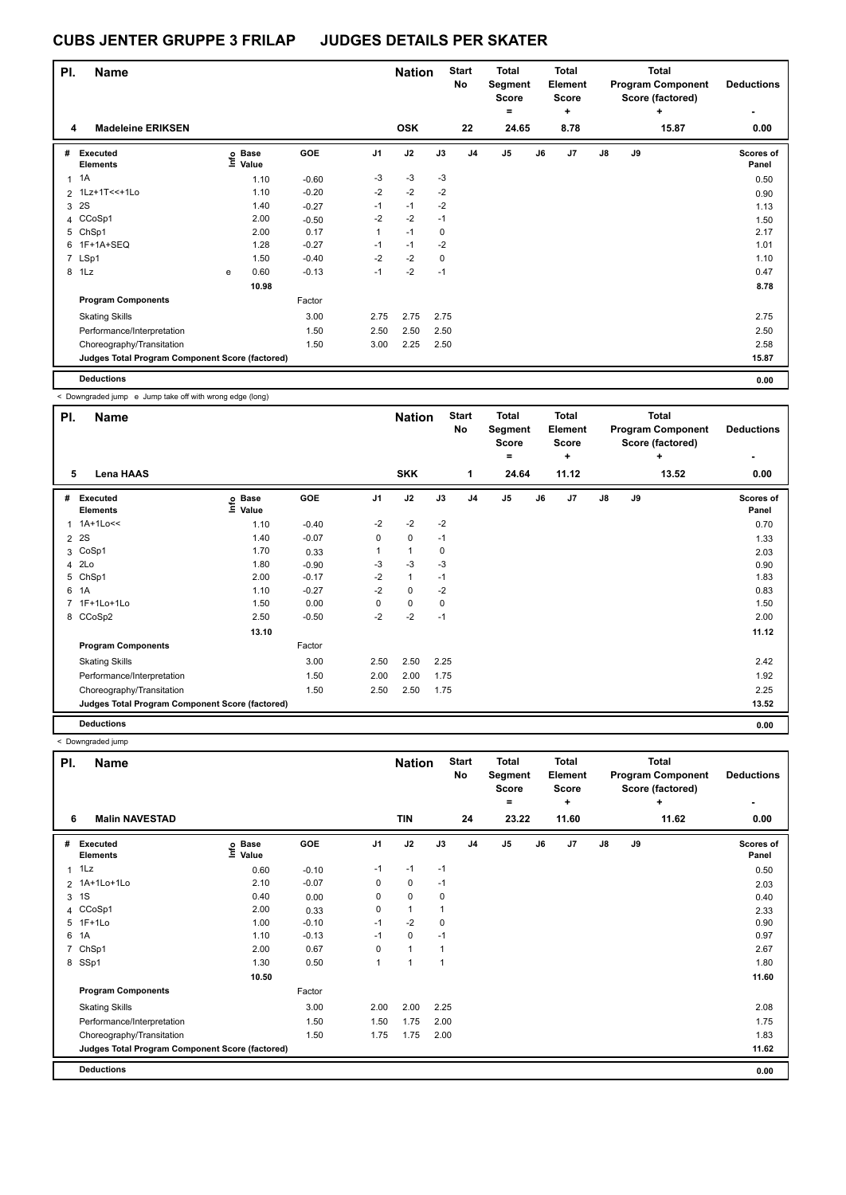# CUBS JENTER GRUPPE 3 FRILAP JUDGES DETAILS PER SKATER

| Pl. | Name | Nation | Start No | Total Segment Score = | Total Element Score + | Total Program Component Score (factored) + | Deductions - |
|---|---|---|---|---|---|---|---|
| 4 | Madeleine ERIKSEN | OSK | 22 | 24.65 | 8.78 | 15.87 | 0.00 |

| # | Executed Elements | Info | Base Value | GOE | J1 | J2 | J3 | J4 | J5 | J6 | J7 | J8 | J9 | Scores of Panel |
|---|---|---|---|---|---|---|---|---|---|---|---|---|---|---|
| 1 | 1A | | 1.10 | -0.60 | -3 | -3 | -3 | | | | | | | 0.50 |
| 2 | 1Lz+1T<<+1Lo | | 1.10 | -0.20 | -2 | -2 | -2 | | | | | | | 0.90 |
| 3 | 2S | | 1.40 | -0.27 | -1 | -1 | -2 | | | | | | | 1.13 |
| 4 | CCoSp1 | | 2.00 | -0.50 | -2 | -2 | -1 | | | | | | | 1.50 |
| 5 | ChSp1 | | 2.00 | 0.17 | 1 | -1 | 0 | | | | | | | 2.17 |
| 6 | 1F+1A+SEQ | | 1.28 | -0.27 | -1 | -1 | -2 | | | | | | | 1.01 |
| 7 | LSp1 | | 1.50 | -0.40 | -2 | -2 | 0 | | | | | | | 1.10 |
| 8 | 1Lz | e | 0.60 | -0.13 | -1 | -2 | -1 | | | | | | | 0.47 |
| | | | 10.98 | | | | | | | | | | | 8.78 |
| | **Program Components** | | | Factor | | | | | | | | | | |
| | Skating Skills | | | 3.00 | 2.75 | 2.75 | 2.75 | | | | | | | 2.75 |
| | Performance/Interpretation | | | 1.50 | 2.50 | 2.50 | 2.50 | | | | | | | 2.50 |
| | Choreography/Transitation | | | 1.50 | 3.00 | 2.25 | 2.50 | | | | | | | 2.58 |
| | **Judges Total Program Component Score (factored)** | | | | | | | | | | | | | 15.87 |
| | **Deductions** | | | | | | | | | | | | | 0.00 |

< Downgraded jump e Jump take off with wrong edge (long)

| Pl. | Name | Nation | Start No | Total Segment Score = | Total Element Score + | Total Program Component Score (factored) + | Deductions - |
|---|---|---|---|---|---|---|---|
| 5 | Lena HAAS | SKK | 1 | 24.64 | 11.12 | 13.52 | 0.00 |

| # | Executed Elements | Info | Base Value | GOE | J1 | J2 | J3 | J4 | J5 | J6 | J7 | J8 | J9 | Scores of Panel |
|---|---|---|---|---|---|---|---|---|---|---|---|---|---|---|
| 1 | 1A+1Lo<< | | 1.10 | -0.40 | -2 | -2 | -2 | | | | | | | 0.70 |
| 2 | 2S | | 1.40 | -0.07 | 0 | 0 | -1 | | | | | | | 1.33 |
| 3 | CoSp1 | | 1.70 | 0.33 | 1 | 1 | 0 | | | | | | | 2.03 |
| 4 | 2Lo | | 1.80 | -0.90 | -3 | -3 | -3 | | | | | | | 0.90 |
| 5 | ChSp1 | | 2.00 | -0.17 | -2 | 1 | -1 | | | | | | | 1.83 |
| 6 | 1A | | 1.10 | -0.27 | -2 | 0 | -2 | | | | | | | 0.83 |
| 7 | 1F+1Lo+1Lo | | 1.50 | 0.00 | 0 | 0 | 0 | | | | | | | 1.50 |
| 8 | CCoSp2 | | 2.50 | -0.50 | -2 | -2 | -1 | | | | | | | 2.00 |
| | | | 13.10 | | | | | | | | | | | 11.12 |
| | **Program Components** | | | Factor | | | | | | | | | | |
| | Skating Skills | | | 3.00 | 2.50 | 2.50 | 2.25 | | | | | | | 2.42 |
| | Performance/Interpretation | | | 1.50 | 2.00 | 2.00 | 1.75 | | | | | | | 1.92 |
| | Choreography/Transitation | | | 1.50 | 2.50 | 2.50 | 1.75 | | | | | | | 2.25 |
| | **Judges Total Program Component Score (factored)** | | | | | | | | | | | | | 13.52 |
| | **Deductions** | | | | | | | | | | | | | 0.00 |

< Downgraded jump

| Pl. | Name | Nation | Start No | Total Segment Score = | Total Element Score + | Total Program Component Score (factored) + | Deductions - |
|---|---|---|---|---|---|---|---|
| 6 | Malin NAVESTAD | TIN | 24 | 23.22 | 11.60 | 11.62 | 0.00 |

| # | Executed Elements | Info | Base Value | GOE | J1 | J2 | J3 | J4 | J5 | J6 | J7 | J8 | J9 | Scores of Panel |
|---|---|---|---|---|---|---|---|---|---|---|---|---|---|---|
| 1 | 1Lz | | 0.60 | -0.10 | -1 | -1 | -1 | | | | | | | 0.50 |
| 2 | 1A+1Lo+1Lo | | 2.10 | -0.07 | 0 | 0 | -1 | | | | | | | 2.03 |
| 3 | 1S | | 0.40 | 0.00 | 0 | 0 | 0 | | | | | | | 0.40 |
| 4 | CCoSp1 | | 2.00 | 0.33 | 0 | 1 | 1 | | | | | | | 2.33 |
| 5 | 1F+1Lo | | 1.00 | -0.10 | -1 | -2 | 0 | | | | | | | 0.90 |
| 6 | 1A | | 1.10 | -0.13 | -1 | 0 | -1 | | | | | | | 0.97 |
| 7 | ChSp1 | | 2.00 | 0.67 | 0 | 1 | 1 | | | | | | | 2.67 |
| 8 | SSp1 | | 1.30 | 0.50 | 1 | 1 | 1 | | | | | | | 1.80 |
| | | | 10.50 | | | | | | | | | | | 11.60 |
| | **Program Components** | | | Factor | | | | | | | | | | |
| | Skating Skills | | | 3.00 | 2.00 | 2.00 | 2.25 | | | | | | | 2.08 |
| | Performance/Interpretation | | | 1.50 | 1.50 | 1.75 | 2.00 | | | | | | | 1.75 |
| | Choreography/Transitation | | | 1.50 | 1.75 | 1.75 | 2.00 | | | | | | | 1.83 |
| | **Judges Total Program Component Score (factored)** | | | | | | | | | | | | | 11.62 |
| | **Deductions** | | | | | | | | | | | | | 0.00 |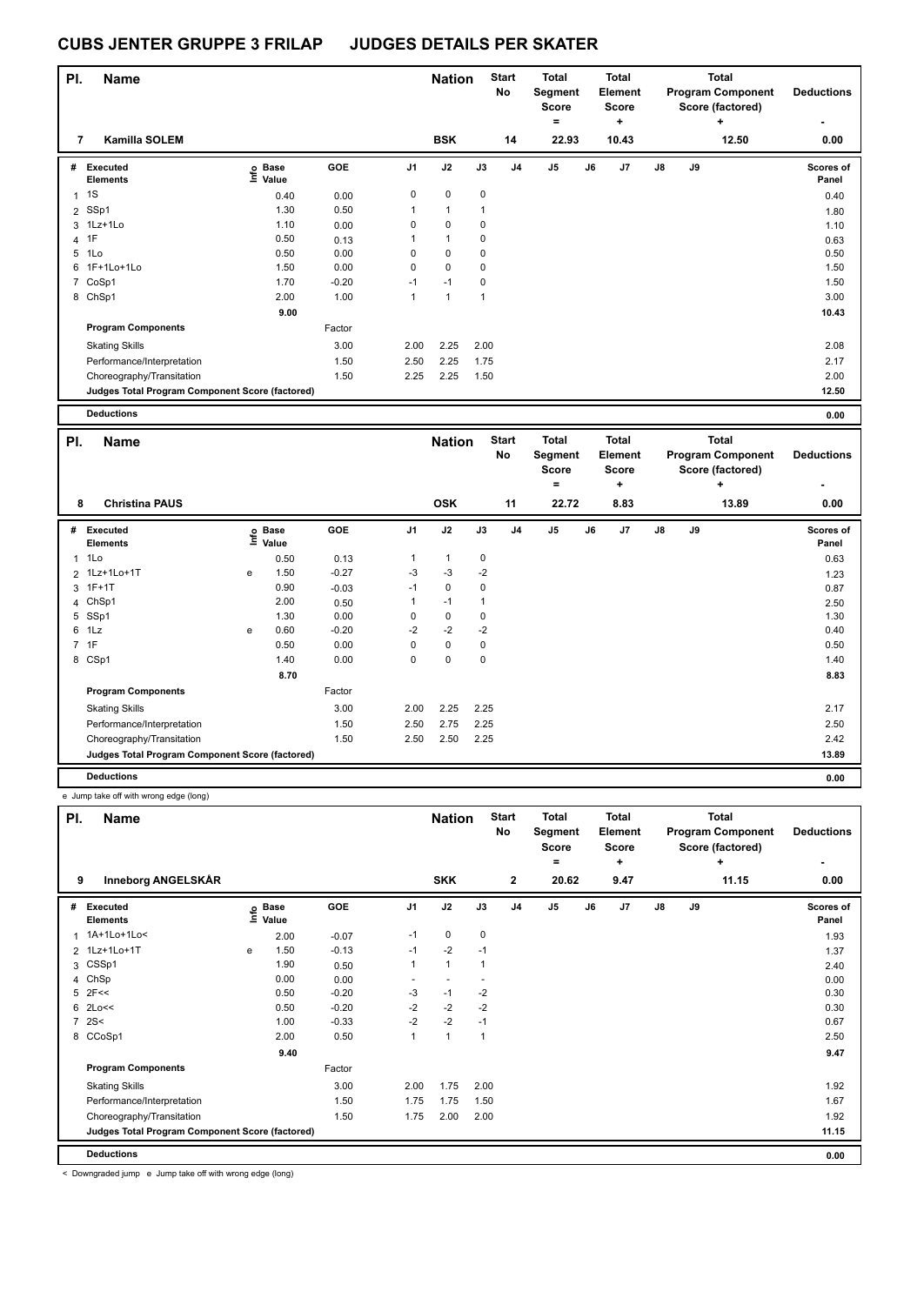# CUBS JENTER GRUPPE 3 FRILAP JUDGES DETAILS PER SKATER

| Pl. | Name | Nation | Start No | Total Segment Score = | Total Element Score + | Total Program Component Score (factored) + | Deductions - |
|---|---|---|---|---|---|---|---|
| 7 | Kamilla SOLEM | BSK | 14 | 22.93 | 10.43 | 12.50 | 0.00 |

| # | Executed Elements | Info | Base Value | GOE | J1 | J2 | J3 | J4 | J5 | J6 | J7 | J8 | J9 | Scores of Panel |
|---|---|---|---|---|---|---|---|---|---|---|---|---|---|---|
| 1 | 1S | | 0.40 | 0.00 | 0 | 0 | 0 | | | | | | | 0.40 |
| 2 | SSp1 | | 1.30 | 0.50 | 1 | 1 | 1 | | | | | | | 1.80 |
| 3 | 1Lz+1Lo | | 1.10 | 0.00 | 0 | 0 | 0 | | | | | | | 1.10 |
| 4 | 1F | | 0.50 | 0.13 | 1 | 1 | 0 | | | | | | | 0.63 |
| 5 | 1Lo | | 0.50 | 0.00 | 0 | 0 | 0 | | | | | | | 0.50 |
| 6 | 1F+1Lo+1Lo | | 1.50 | 0.00 | 0 | 0 | 0 | | | | | | | 1.50 |
| 7 | CoSp1 | | 1.70 | -0.20 | -1 | -1 | 0 | | | | | | | 1.50 |
| 8 | ChSp1 | | 2.00 | 1.00 | 1 | 1 | 1 | | | | | | | 3.00 |
| | | | 9.00 | | | | | | | | | | | 10.43 |
| | Program Components | | | Factor | | | | | | | | | | |
| | Skating Skills | | | 3.00 | 2.00 | 2.25 | 2.00 | | | | | | | 2.08 |
| | Performance/Interpretation | | | 1.50 | 2.50 | 2.25 | 1.75 | | | | | | | 2.17 |
| | Choreography/Transitation | | | 1.50 | 2.25 | 2.25 | 1.50 | | | | | | | 2.00 |
| | Judges Total Program Component Score (factored) | | | | | | | | | | | | | 12.50 |
| | Deductions | | | | | | | | | | | | | 0.00 |

| Pl. | Name | Nation | Start No | Total Segment Score = | Total Element Score + | Total Program Component Score (factored) + | Deductions - |
|---|---|---|---|---|---|---|---|
| 8 | Christina PAUS | OSK | 11 | 22.72 | 8.83 | 13.89 | 0.00 |

| # | Executed Elements | Info | Base Value | GOE | J1 | J2 | J3 | J4 | J5 | J6 | J7 | J8 | J9 | Scores of Panel |
|---|---|---|---|---|---|---|---|---|---|---|---|---|---|---|
| 1 | 1Lo | | 0.50 | 0.13 | 1 | 1 | 0 | | | | | | | 0.63 |
| 2 | 1Lz+1Lo+1T | e | 1.50 | -0.27 | -3 | -3 | -2 | | | | | | | 1.23 |
| 3 | 1F+1T | | 0.90 | -0.03 | -1 | 0 | 0 | | | | | | | 0.87 |
| 4 | ChSp1 | | 2.00 | 0.50 | 1 | -1 | 1 | | | | | | | 2.50 |
| 5 | SSp1 | | 1.30 | 0.00 | 0 | 0 | 0 | | | | | | | 1.30 |
| 6 | 1Lz | e | 0.60 | -0.20 | -2 | -2 | -2 | | | | | | | 0.40 |
| 7 | 1F | | 0.50 | 0.00 | 0 | 0 | 0 | | | | | | | 0.50 |
| 8 | CSp1 | | 1.40 | 0.00 | 0 | 0 | 0 | | | | | | | 1.40 |
| | | | 8.70 | | | | | | | | | | | 8.83 |
| | Program Components | | | Factor | | | | | | | | | | |
| | Skating Skills | | | 3.00 | 2.00 | 2.25 | 2.25 | | | | | | | 2.17 |
| | Performance/Interpretation | | | 1.50 | 2.50 | 2.75 | 2.25 | | | | | | | 2.50 |
| | Choreography/Transitation | | | 1.50 | 2.50 | 2.50 | 2.25 | | | | | | | 2.42 |
| | Judges Total Program Component Score (factored) | | | | | | | | | | | | | 13.89 |
| | Deductions | | | | | | | | | | | | | 0.00 |

e Jump take off with wrong edge (long)

| Pl. | Name | Nation | Start No | Total Segment Score = | Total Element Score + | Total Program Component Score (factored) + | Deductions - |
|---|---|---|---|---|---|---|---|
| 9 | Inneborg ANGELSKÅR | SKK | 2 | 20.62 | 9.47 | 11.15 | 0.00 |

| # | Executed Elements | Info | Base Value | GOE | J1 | J2 | J3 | J4 | J5 | J6 | J7 | J8 | J9 | Scores of Panel |
|---|---|---|---|---|---|---|---|---|---|---|---|---|---|---|
| 1 | 1A+1Lo+1Lo< | | 2.00 | -0.07 | -1 | 0 | 0 | | | | | | | 1.93 |
| 2 | 1Lz+1Lo+1T | e | 1.50 | -0.13 | -1 | -2 | -1 | | | | | | | 1.37 |
| 3 | CSSp1 | | 1.90 | 0.50 | 1 | 1 | 1 | | | | | | | 2.40 |
| 4 | ChSp | | 0.00 | 0.00 | - | - | - | | | | | | | 0.00 |
| 5 | 2F<< | | 0.50 | -0.20 | -3 | -1 | -2 | | | | | | | 0.30 |
| 6 | 2Lo<< | | 0.50 | -0.20 | -2 | -2 | -2 | | | | | | | 0.30 |
| 7 | 2S< | | 1.00 | -0.33 | -2 | -2 | -1 | | | | | | | 0.67 |
| 8 | CCoSp1 | | 2.00 | 0.50 | 1 | 1 | 1 | | | | | | | 2.50 |
| | | | 9.40 | | | | | | | | | | | 9.47 |
| | Program Components | | | Factor | | | | | | | | | | |
| | Skating Skills | | | 3.00 | 2.00 | 1.75 | 2.00 | | | | | | | 1.92 |
| | Performance/Interpretation | | | 1.50 | 1.75 | 1.75 | 1.50 | | | | | | | 1.67 |
| | Choreography/Transitation | | | 1.50 | 1.75 | 2.00 | 2.00 | | | | | | | 1.92 |
| | Judges Total Program Component Score (factored) | | | | | | | | | | | | | 11.15 |
| | Deductions | | | | | | | | | | | | | 0.00 |

< Downgraded jump e Jump take off with wrong edge (long)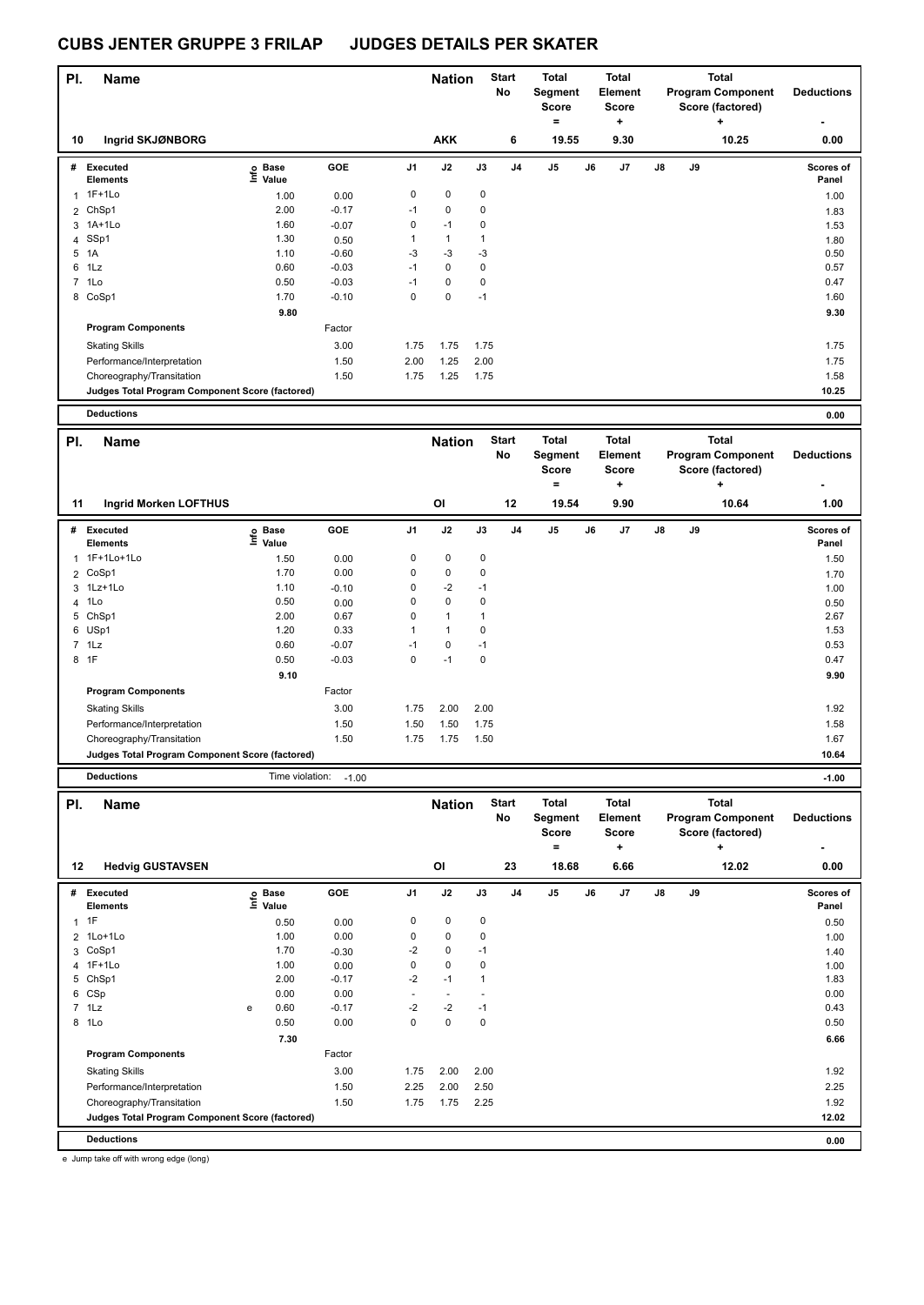# CUBS JENTER GRUPPE 3 FRILAP JUDGES DETAILS PER SKATER

| Pl. | Name | Nation | Start No | Total Segment Score = | Total Element Score + | Total Program Component Score (factored) + | Deductions - |
|---|---|---|---|---|---|---|---|
| 10 | Ingrid SKJØNBORG | AKK | 6 | 19.55 | 9.30 | 10.25 | 0.00 |

| # | Executed Elements | Info | Base Value | GOE | J1 | J2 | J3 | J4 | J5 | J6 | J7 | J8 | J9 | Scores of Panel |
|---|---|---|---|---|---|---|---|---|---|---|---|---|---|---|
| 1 | 1F+1Lo | | 1.00 | 0.00 | 0 | 0 | 0 | | | | | | | 1.00 |
| 2 | ChSp1 | | 2.00 | -0.17 | -1 | 0 | 0 | | | | | | | 1.83 |
| 3 | 1A+1Lo | | 1.60 | -0.07 | 0 | -1 | 0 | | | | | | | 1.53 |
| 4 | SSp1 | | 1.30 | 0.50 | 1 | 1 | 1 | | | | | | | 1.80 |
| 5 | 1A | | 1.10 | -0.60 | -3 | -3 | -3 | | | | | | | 0.50 |
| 6 | 1Lz | | 0.60 | -0.03 | -1 | 0 | 0 | | | | | | | 0.57 |
| 7 | 1Lo | | 0.50 | -0.03 | -1 | 0 | 0 | | | | | | | 0.47 |
| 8 | CoSp1 | | 1.70 | -0.10 | 0 | 0 | -1 | | | | | | | 1.60 |
| | | | 9.80 | | | | | | | | | | | 9.30 |
| | **Program Components** | | | Factor | | | | | | | | | | |
| | Skating Skills | | | 3.00 | 1.75 | 1.75 | 1.75 | | | | | | | 1.75 |
| | Performance/Interpretation | | | 1.50 | 2.00 | 1.25 | 2.00 | | | | | | | 1.75 |
| | Choreography/Transitation | | | 1.50 | 1.75 | 1.25 | 1.75 | | | | | | | 1.58 |
| | **Judges Total Program Component Score (factored)** | | | | | | | | | | | | | 10.25 |
| | **Deductions** | | | | | | | | | | | | | 0.00 |

| Pl. | Name | Nation | Start No | Total Segment Score = | Total Element Score + | Total Program Component Score (factored) + | Deductions - |
|---|---|---|---|---|---|---|---|
| 11 | Ingrid Morken LOFTHUS | OI | 12 | 19.54 | 9.90 | 10.64 | 1.00 |

| # | Executed Elements | Info | Base Value | GOE | J1 | J2 | J3 | J4 | J5 | J6 | J7 | J8 | J9 | Scores of Panel |
|---|---|---|---|---|---|---|---|---|---|---|---|---|---|---|
| 1 | 1F+1Lo+1Lo | | 1.50 | 0.00 | 0 | 0 | 0 | | | | | | | 1.50 |
| 2 | CoSp1 | | 1.70 | 0.00 | 0 | 0 | 0 | | | | | | | 1.70 |
| 3 | 1Lz+1Lo | | 1.10 | -0.10 | 0 | -2 | -1 | | | | | | | 1.00 |
| 4 | 1Lo | | 0.50 | 0.00 | 0 | 0 | 0 | | | | | | | 0.50 |
| 5 | ChSp1 | | 2.00 | 0.67 | 0 | 1 | 1 | | | | | | | 2.67 |
| 6 | USp1 | | 1.20 | 0.33 | 1 | 1 | 0 | | | | | | | 1.53 |
| 7 | 1Lz | | 0.60 | -0.07 | -1 | 0 | -1 | | | | | | | 0.53 |
| 8 | 1F | | 0.50 | -0.03 | 0 | -1 | 0 | | | | | | | 0.47 |
| | | | 9.10 | | | | | | | | | | | 9.90 |
| | **Program Components** | | | Factor | | | | | | | | | | |
| | Skating Skills | | | 3.00 | 1.75 | 2.00 | 2.00 | | | | | | | 1.92 |
| | Performance/Interpretation | | | 1.50 | 1.50 | 1.50 | 1.75 | | | | | | | 1.58 |
| | Choreography/Transitation | | | 1.50 | 1.75 | 1.75 | 1.50 | | | | | | | 1.67 |
| | **Judges Total Program Component Score (factored)** | | | | | | | | | | | | | 10.64 |
| | **Deductions** | Time violation: | -1.00 | | | | | | | | | | | -1.00 |

| Pl. | Name | Nation | Start No | Total Segment Score = | Total Element Score + | Total Program Component Score (factored) + | Deductions - |
|---|---|---|---|---|---|---|---|
| 12 | Hedvig GUSTAVSEN | OI | 23 | 18.68 | 6.66 | 12.02 | 0.00 |

| # | Executed Elements | Info | Base Value | GOE | J1 | J2 | J3 | J4 | J5 | J6 | J7 | J8 | J9 | Scores of Panel |
|---|---|---|---|---|---|---|---|---|---|---|---|---|---|---|
| 1 | 1F | | 0.50 | 0.00 | 0 | 0 | 0 | | | | | | | 0.50 |
| 2 | 1Lo+1Lo | | 1.00 | 0.00 | 0 | 0 | 0 | | | | | | | 1.00 |
| 3 | CoSp1 | | 1.70 | -0.30 | -2 | 0 | -1 | | | | | | | 1.40 |
| 4 | 1F+1Lo | | 1.00 | 0.00 | 0 | 0 | 0 | | | | | | | 1.00 |
| 5 | ChSp1 | | 2.00 | -0.17 | -2 | -1 | 1 | | | | | | | 1.83 |
| 6 | CSp | | 0.00 | 0.00 | - | - | - | | | | | | | 0.00 |
| 7 | 1Lz | e | 0.60 | -0.17 | -2 | -2 | -1 | | | | | | | 0.43 |
| 8 | 1Lo | | 0.50 | 0.00 | 0 | 0 | 0 | | | | | | | 0.50 |
| | | | 7.30 | | | | | | | | | | | 6.66 |
| | **Program Components** | | | Factor | | | | | | | | | | |
| | Skating Skills | | | 3.00 | 1.75 | 2.00 | 2.00 | | | | | | | 1.92 |
| | Performance/Interpretation | | | 1.50 | 2.25 | 2.00 | 2.50 | | | | | | | 2.25 |
| | Choreography/Transitation | | | 1.50 | 1.75 | 1.75 | 2.25 | | | | | | | 1.92 |
| | **Judges Total Program Component Score (factored)** | | | | | | | | | | | | | 12.02 |
| | **Deductions** | | | | | | | | | | | | | 0.00 |

e Jump take off with wrong edge (long)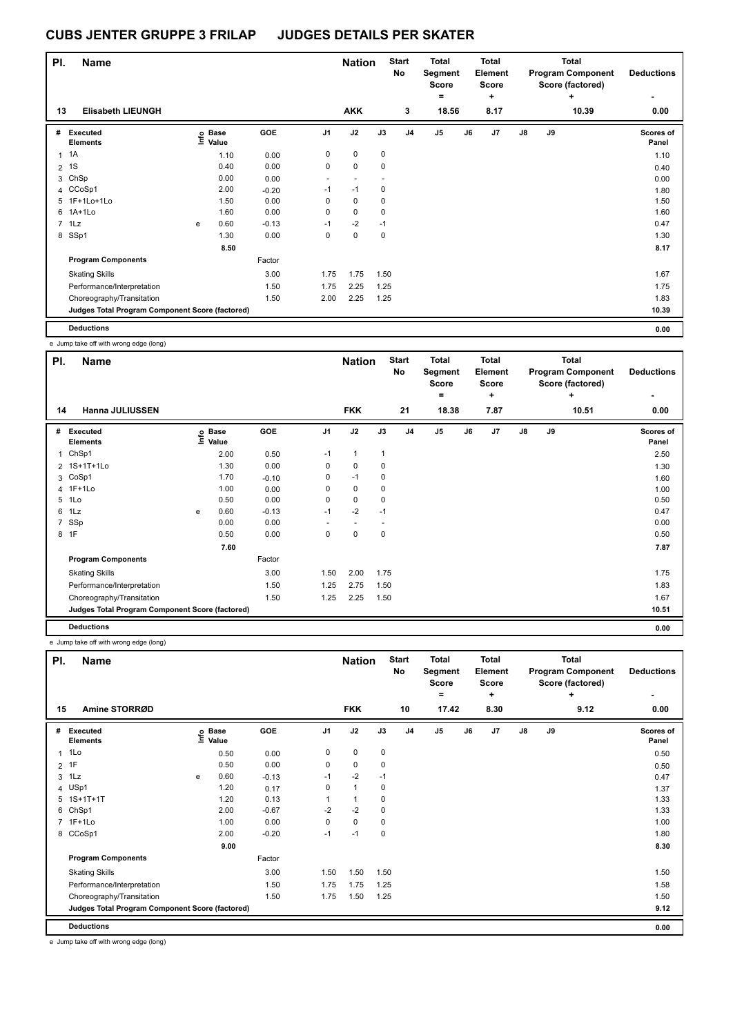# CUBS JENTER GRUPPE 3 FRILAP JUDGES DETAILS PER SKATER

| Pl. | Name | Nation | Start No | Total Segment Score = | Total Element Score + | Total Program Component Score (factored) + | Deductions - |
|---|---|---|---|---|---|---|---|
| 13 | Elisabeth LIEUNGH | AKK | 3 | 18.56 | 8.17 | 10.39 | 0.00 |

| # | Executed Elements | Info | Base Value | GOE | J1 | J2 | J3 | J4 | J5 | J6 | J7 | J8 | J9 | Scores of Panel |
|---|---|---|---|---|---|---|---|---|---|---|---|---|---|---|
| 1 | 1A | | 1.10 | 0.00 | 0 | 0 | 0 | | | | | | | 1.10 |
| 2 | 1S | | 0.40 | 0.00 | 0 | 0 | 0 | | | | | | | 0.40 |
| 3 | ChSp | | 0.00 | 0.00 | - | - | - | | | | | | | 0.00 |
| 4 | CCoSp1 | | 2.00 | -0.20 | -1 | -1 | 0 | | | | | | | 1.80 |
| 5 | 1F+1Lo+1Lo | | 1.50 | 0.00 | 0 | 0 | 0 | | | | | | | 1.50 |
| 6 | 1A+1Lo | | 1.60 | 0.00 | 0 | 0 | 0 | | | | | | | 1.60 |
| 7 | 1Lz | e | 0.60 | -0.13 | -1 | -2 | -1 | | | | | | | 0.47 |
| 8 | SSp1 | | 1.30 | 0.00 | 0 | 0 | 0 | | | | | | | 1.30 |
| | | | 8.50 | | | | | | | | | | | 8.17 |
| | **Program Components** | | | Factor | | | | | | | | | | |
| | Skating Skills | | | 3.00 | 1.75 | 1.75 | 1.50 | | | | | | | 1.67 |
| | Performance/Interpretation | | | 1.50 | 1.75 | 2.25 | 1.25 | | | | | | | 1.75 |
| | Choreography/Transitation | | | 1.50 | 2.00 | 2.25 | 1.25 | | | | | | | 1.83 |
| | **Judges Total Program Component Score (factored)** | | | | | | | | | | | | | 10.39 |
| | **Deductions** | | | | | | | | | | | | | 0.00 |

e Jump take off with wrong edge (long)

| Pl. | Name | Nation | Start No | Total Segment Score = | Total Element Score + | Total Program Component Score (factored) + | Deductions - |
|---|---|---|---|---|---|---|---|
| 14 | Hanna JULIUSSEN | FKK | 21 | 18.38 | 7.87 | 10.51 | 0.00 |

| # | Executed Elements | Info | Base Value | GOE | J1 | J2 | J3 | J4 | J5 | J6 | J7 | J8 | J9 | Scores of Panel |
|---|---|---|---|---|---|---|---|---|---|---|---|---|---|---|
| 1 | ChSp1 | | 2.00 | 0.50 | -1 | 1 | 1 | | | | | | | 2.50 |
| 2 | 1S+1T+1Lo | | 1.30 | 0.00 | 0 | 0 | 0 | | | | | | | 1.30 |
| 3 | CoSp1 | | 1.70 | -0.10 | 0 | -1 | 0 | | | | | | | 1.60 |
| 4 | 1F+1Lo | | 1.00 | 0.00 | 0 | 0 | 0 | | | | | | | 1.00 |
| 5 | 1Lo | | 0.50 | 0.00 | 0 | 0 | 0 | | | | | | | 0.50 |
| 6 | 1Lz | e | 0.60 | -0.13 | -1 | -2 | -1 | | | | | | | 0.47 |
| 7 | SSp | | 0.00 | 0.00 | - | - | - | | | | | | | 0.00 |
| 8 | 1F | | 0.50 | 0.00 | 0 | 0 | 0 | | | | | | | 0.50 |
| | | | 7.60 | | | | | | | | | | | 7.87 |
| | **Program Components** | | | Factor | | | | | | | | | | |
| | Skating Skills | | | 3.00 | 1.50 | 2.00 | 1.75 | | | | | | | 1.75 |
| | Performance/Interpretation | | | 1.50 | 1.25 | 2.75 | 1.50 | | | | | | | 1.83 |
| | Choreography/Transitation | | | 1.50 | 1.25 | 2.25 | 1.50 | | | | | | | 1.67 |
| | **Judges Total Program Component Score (factored)** | | | | | | | | | | | | | 10.51 |
| | **Deductions** | | | | | | | | | | | | | 0.00 |

e Jump take off with wrong edge (long)

| Pl. | Name | Nation | Start No | Total Segment Score = | Total Element Score + | Total Program Component Score (factored) + | Deductions - |
|---|---|---|---|---|---|---|---|
| 15 | Amine STORRØD | FKK | 10 | 17.42 | 8.30 | 9.12 | 0.00 |

| # | Executed Elements | Info | Base Value | GOE | J1 | J2 | J3 | J4 | J5 | J6 | J7 | J8 | J9 | Scores of Panel |
|---|---|---|---|---|---|---|---|---|---|---|---|---|---|---|
| 1 | 1Lo | | 0.50 | 0.00 | 0 | 0 | 0 | | | | | | | 0.50 |
| 2 | 1F | | 0.50 | 0.00 | 0 | 0 | 0 | | | | | | | 0.50 |
| 3 | 1Lz | e | 0.60 | -0.13 | -1 | -2 | -1 | | | | | | | 0.47 |
| 4 | USp1 | | 1.20 | 0.17 | 0 | 1 | 0 | | | | | | | 1.37 |
| 5 | 1S+1T+1T | | 1.20 | 0.13 | 1 | 1 | 0 | | | | | | | 1.33 |
| 6 | ChSp1 | | 2.00 | -0.67 | -2 | -2 | 0 | | | | | | | 1.33 |
| 7 | 1F+1Lo | | 1.00 | 0.00 | 0 | 0 | 0 | | | | | | | 1.00 |
| 8 | CCoSp1 | | 2.00 | -0.20 | -1 | -1 | 0 | | | | | | | 1.80 |
| | | | 9.00 | | | | | | | | | | | 8.30 |
| | **Program Components** | | | Factor | | | | | | | | | | |
| | Skating Skills | | | 3.00 | 1.50 | 1.50 | 1.50 | | | | | | | 1.50 |
| | Performance/Interpretation | | | 1.50 | 1.75 | 1.75 | 1.25 | | | | | | | 1.58 |
| | Choreography/Transitation | | | 1.50 | 1.75 | 1.50 | 1.25 | | | | | | | 1.50 |
| | **Judges Total Program Component Score (factored)** | | | | | | | | | | | | | 9.12 |
| | **Deductions** | | | | | | | | | | | | | 0.00 |

e Jump take off with wrong edge (long)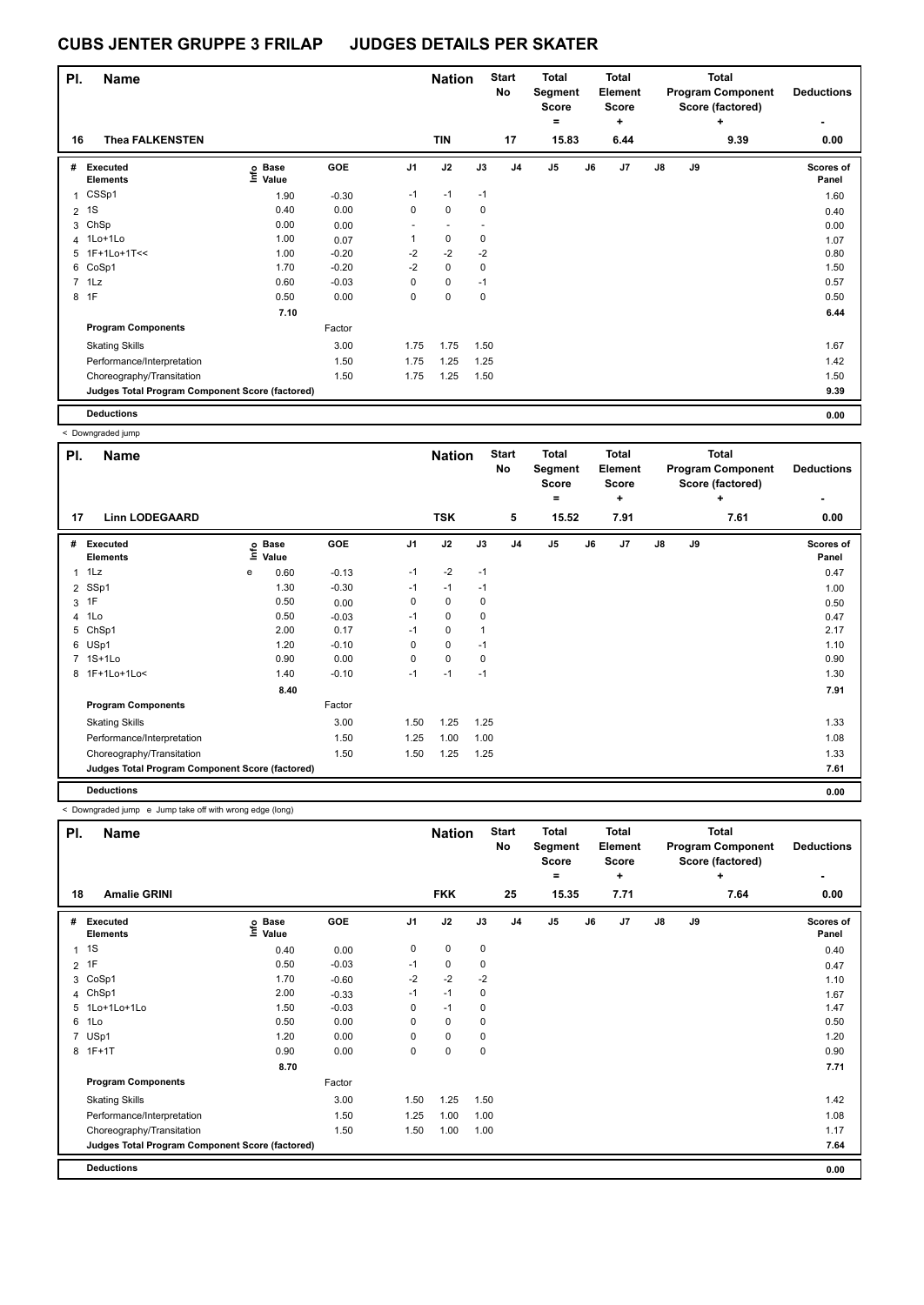# CUBS JENTER GRUPPE 3 FRILAP JUDGES DETAILS PER SKATER

| Pl. | Name | Nation | Start No | Total Segment Score = | Total Element Score + | Total Program Component Score (factored) + | Deductions - |
|---|---|---|---|---|---|---|---|
| 16 | Thea FALKENSTEN | TIN | 17 | 15.83 | 6.44 | 9.39 | 0.00 |

| # | Executed Elements | Info | Base Value | GOE | J1 | J2 | J3 | J4 | J5 | J6 | J7 | J8 | J9 | Scores of Panel |
|---|---|---|---|---|---|---|---|---|---|---|---|---|---|---|
| 1 | CSSp1 | | 1.90 | -0.30 | -1 | -1 | -1 | | | | | | | 1.60 |
| 2 | 1S | | 0.40 | 0.00 | 0 | 0 | 0 | | | | | | | 0.40 |
| 3 | ChSp | | 0.00 | 0.00 | - | - | - | | | | | | | 0.00 |
| 4 | 1Lo+1Lo | | 1.00 | 0.07 | 1 | 0 | 0 | | | | | | | 1.07 |
| 5 | 1F+1Lo+1T<< | | 1.00 | -0.20 | -2 | -2 | -2 | | | | | | | 0.80 |
| 6 | CoSp1 | | 1.70 | -0.20 | -2 | 0 | 0 | | | | | | | 1.50 |
| 7 | 1Lz | | 0.60 | -0.03 | 0 | 0 | -1 | | | | | | | 0.57 |
| 8 | 1F | | 0.50 | 0.00 | 0 | 0 | 0 | | | | | | | 0.50 |
| | | | 7.10 | | | | | | | | | | | 6.44 |
| | **Program Components** | | | Factor | | | | | | | | | | |
| | Skating Skills | | | 3.00 | 1.75 | 1.75 | 1.50 | | | | | | | 1.67 |
| | Performance/Interpretation | | | 1.50 | 1.75 | 1.25 | 1.25 | | | | | | | 1.42 |
| | Choreography/Transitation | | | 1.50 | 1.75 | 1.25 | 1.50 | | | | | | | 1.50 |
| | **Judges Total Program Component Score (factored)** | | | | | | | | | | | | | 9.39 |
| | **Deductions** | | | | | | | | | | | | | 0.00 |

< Downgraded jump

| Pl. | Name | Nation | Start No | Total Segment Score = | Total Element Score + | Total Program Component Score (factored) + | Deductions - |
|---|---|---|---|---|---|---|---|
| 17 | Linn LODEGAARD | TSK | 5 | 15.52 | 7.91 | 7.61 | 0.00 |

| # | Executed Elements | Info | Base Value | GOE | J1 | J2 | J3 | J4 | J5 | J6 | J7 | J8 | J9 | Scores of Panel |
|---|---|---|---|---|---|---|---|---|---|---|---|---|---|---|
| 1 | 1Lz | e | 0.60 | -0.13 | -1 | -2 | -1 | | | | | | | 0.47 |
| 2 | SSp1 | | 1.30 | -0.30 | -1 | -1 | -1 | | | | | | | 1.00 |
| 3 | 1F | | 0.50 | 0.00 | 0 | 0 | 0 | | | | | | | 0.50 |
| 4 | 1Lo | | 0.50 | -0.03 | -1 | 0 | 0 | | | | | | | 0.47 |
| 5 | ChSp1 | | 2.00 | 0.17 | -1 | 0 | 1 | | | | | | | 2.17 |
| 6 | USp1 | | 1.20 | -0.10 | 0 | 0 | -1 | | | | | | | 1.10 |
| 7 | 1S+1Lo | | 0.90 | 0.00 | 0 | 0 | 0 | | | | | | | 0.90 |
| 8 | 1F+1Lo+1Lo< | | 1.40 | -0.10 | -1 | -1 | -1 | | | | | | | 1.30 |
| | | | 8.40 | | | | | | | | | | | 7.91 |
| | **Program Components** | | | Factor | | | | | | | | | | |
| | Skating Skills | | | 3.00 | 1.50 | 1.25 | 1.25 | | | | | | | 1.33 |
| | Performance/Interpretation | | | 1.50 | 1.25 | 1.00 | 1.00 | | | | | | | 1.08 |
| | Choreography/Transitation | | | 1.50 | 1.50 | 1.25 | 1.25 | | | | | | | 1.33 |
| | **Judges Total Program Component Score (factored)** | | | | | | | | | | | | | 7.61 |
| | **Deductions** | | | | | | | | | | | | | 0.00 |

< Downgraded jump e Jump take off with wrong edge (long)

| Pl. | Name | Nation | Start No | Total Segment Score = | Total Element Score + | Total Program Component Score (factored) + | Deductions - |
|---|---|---|---|---|---|---|---|
| 18 | Amalie GRINI | FKK | 25 | 15.35 | 7.71 | 7.64 | 0.00 |

| # | Executed Elements | Info | Base Value | GOE | J1 | J2 | J3 | J4 | J5 | J6 | J7 | J8 | J9 | Scores of Panel |
|---|---|---|---|---|---|---|---|---|---|---|---|---|---|---|
| 1 | 1S | | 0.40 | 0.00 | 0 | 0 | 0 | | | | | | | 0.40 |
| 2 | 1F | | 0.50 | -0.03 | -1 | 0 | 0 | | | | | | | 0.47 |
| 3 | CoSp1 | | 1.70 | -0.60 | -2 | -2 | -2 | | | | | | | 1.10 |
| 4 | ChSp1 | | 2.00 | -0.33 | -1 | -1 | 0 | | | | | | | 1.67 |
| 5 | 1Lo+1Lo+1Lo | | 1.50 | -0.03 | 0 | -1 | 0 | | | | | | | 1.47 |
| 6 | 1Lo | | 0.50 | 0.00 | 0 | 0 | 0 | | | | | | | 0.50 |
| 7 | USp1 | | 1.20 | 0.00 | 0 | 0 | 0 | | | | | | | 1.20 |
| 8 | 1F+1T | | 0.90 | 0.00 | 0 | 0 | 0 | | | | | | | 0.90 |
| | | | 8.70 | | | | | | | | | | | 7.71 |
| | **Program Components** | | | Factor | | | | | | | | | | |
| | Skating Skills | | | 3.00 | 1.50 | 1.25 | 1.50 | | | | | | | 1.42 |
| | Performance/Interpretation | | | 1.50 | 1.25 | 1.00 | 1.00 | | | | | | | 1.08 |
| | Choreography/Transitation | | | 1.50 | 1.50 | 1.00 | 1.00 | | | | | | | 1.17 |
| | **Judges Total Program Component Score (factored)** | | | | | | | | | | | | | 7.64 |
| | **Deductions** | | | | | | | | | | | | | 0.00 |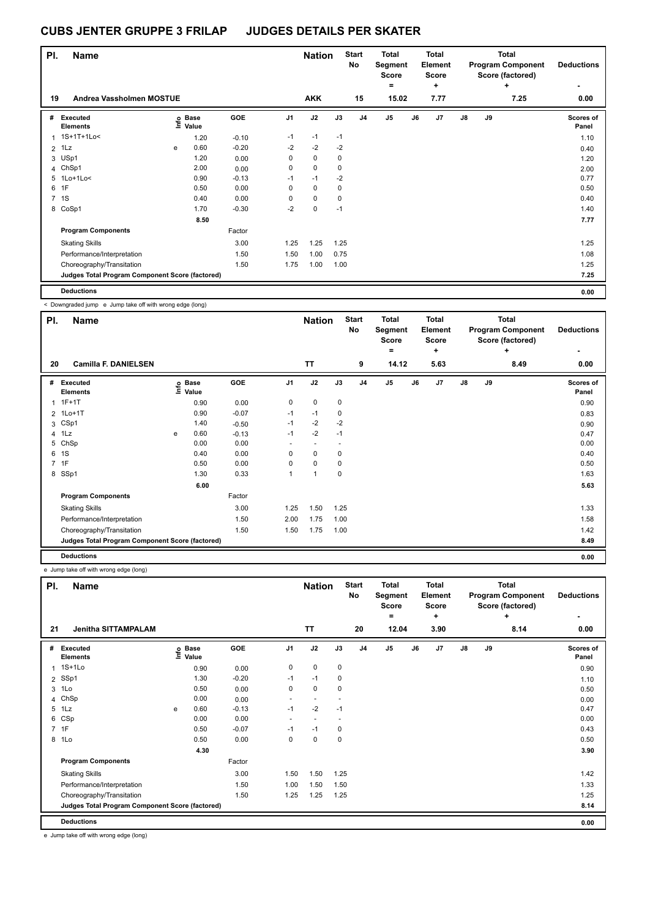# CUBS JENTER GRUPPE 3 FRILAP JUDGES DETAILS PER SKATER

| Pl. | Name | | | | Nation | | Start No | | Total Segment Score = | | Total Element Score + | | | Total Program Component Score (factored) + | Deductions - |
|---|---|---|---|---|---|---|---|---|---|---|---|---|---|---|---|
| 19 | Andrea Vassholmen MOSTUE | | | | AKK | | 15 | | 15.02 | | 7.77 | | | 7.25 | 0.00 |

| # | Executed Elements | Info | Base Value | GOE | J1 | J2 | J3 | J4 | J5 | J6 | J7 | J8 | J9 | Scores of Panel |
|---|---|---|---|---|---|---|---|---|---|---|---|---|---|---|
| 1 | 1S+1T+1Lo< | | 1.20 | -0.10 | -1 | -1 | -1 | | | | | | | 1.10 |
| 2 | 1Lz | e | 0.60 | -0.20 | -2 | -2 | -2 | | | | | | | 0.40 |
| 3 | USp1 | | 1.20 | 0.00 | 0 | 0 | 0 | | | | | | | 1.20 |
| 4 | ChSp1 | | 2.00 | 0.00 | 0 | 0 | 0 | | | | | | | 2.00 |
| 5 | 1Lo+1Lo< | | 0.90 | -0.13 | -1 | -1 | -2 | | | | | | | 0.77 |
| 6 | 1F | | 0.50 | 0.00 | 0 | 0 | 0 | | | | | | | 0.50 |
| 7 | 1S | | 0.40 | 0.00 | 0 | 0 | 0 | | | | | | | 0.40 |
| 8 | CoSp1 | | 1.70 | -0.30 | -2 | 0 | -1 | | | | | | | 1.40 |
| | | | 8.50 | | | | | | | | | | | 7.77 |
| | **Program Components** | | | Factor | | | | | | | | | | |
| | Skating Skills | | | 3.00 | 1.25 | 1.25 | 1.25 | | | | | | | 1.25 |
| | Performance/Interpretation | | | 1.50 | 1.50 | 1.00 | 0.75 | | | | | | | 1.08 |
| | Choreography/Transitation | | | 1.50 | 1.75 | 1.00 | 1.00 | | | | | | | 1.25 |
| | **Judges Total Program Component Score (factored)** | | | | | | | | | | | | | 7.25 |
| | **Deductions** | | | | | | | | | | | | | 0.00 |

< Downgraded jump e Jump take off with wrong edge (long)

| Pl. | Name | | | | Nation | | Start No | | Total Segment Score = | | Total Element Score + | | | Total Program Component Score (factored) + | Deductions - |
|---|---|---|---|---|---|---|---|---|---|---|---|---|---|---|---|
| 20 | Camilla F. DANIELSEN | | | | TT | | 9 | | 14.12 | | 5.63 | | | 8.49 | 0.00 |

| # | Executed Elements | Info | Base Value | GOE | J1 | J2 | J3 | J4 | J5 | J6 | J7 | J8 | J9 | Scores of Panel |
|---|---|---|---|---|---|---|---|---|---|---|---|---|---|---|
| 1 | 1F+1T | | 0.90 | 0.00 | 0 | 0 | 0 | | | | | | | 0.90 |
| 2 | 1Lo+1T | | 0.90 | -0.07 | -1 | -1 | 0 | | | | | | | 0.83 |
| 3 | CSp1 | | 1.40 | -0.50 | -1 | -2 | -2 | | | | | | | 0.90 |
| 4 | 1Lz | e | 0.60 | -0.13 | -1 | -2 | -1 | | | | | | | 0.47 |
| 5 | ChSp | | 0.00 | 0.00 | - | - | - | | | | | | | 0.00 |
| 6 | 1S | | 0.40 | 0.00 | 0 | 0 | 0 | | | | | | | 0.40 |
| 7 | 1F | | 0.50 | 0.00 | 0 | 0 | 0 | | | | | | | 0.50 |
| 8 | SSp1 | | 1.30 | 0.33 | 1 | 1 | 0 | | | | | | | 1.63 |
| | | | 6.00 | | | | | | | | | | | 5.63 |
| | **Program Components** | | | Factor | | | | | | | | | | |
| | Skating Skills | | | 3.00 | 1.25 | 1.50 | 1.25 | | | | | | | 1.33 |
| | Performance/Interpretation | | | 1.50 | 2.00 | 1.75 | 1.00 | | | | | | | 1.58 |
| | Choreography/Transitation | | | 1.50 | 1.50 | 1.75 | 1.00 | | | | | | | 1.42 |
| | **Judges Total Program Component Score (factored)** | | | | | | | | | | | | | 8.49 |
| | **Deductions** | | | | | | | | | | | | | 0.00 |

e Jump take off with wrong edge (long)

| Pl. | Name | | | | Nation | | Start No | | Total Segment Score = | | Total Element Score + | | | Total Program Component Score (factored) + | Deductions - |
|---|---|---|---|---|---|---|---|---|---|---|---|---|---|---|---|
| 21 | Jenitha SITTAMPALAM | | | | TT | | 20 | | 12.04 | | 3.90 | | | 8.14 | 0.00 |

| # | Executed Elements | Info | Base Value | GOE | J1 | J2 | J3 | J4 | J5 | J6 | J7 | J8 | J9 | Scores of Panel |
|---|---|---|---|---|---|---|---|---|---|---|---|---|---|---|
| 1 | 1S+1Lo | | 0.90 | 0.00 | 0 | 0 | 0 | | | | | | | 0.90 |
| 2 | SSp1 | | 1.30 | -0.20 | -1 | -1 | 0 | | | | | | | 1.10 |
| 3 | 1Lo | | 0.50 | 0.00 | 0 | 0 | 0 | | | | | | | 0.50 |
| 4 | ChSp | | 0.00 | 0.00 | - | - | - | | | | | | | 0.00 |
| 5 | 1Lz | e | 0.60 | -0.13 | -1 | -2 | -1 | | | | | | | 0.47 |
| 6 | CSp | | 0.00 | 0.00 | - | - | - | | | | | | | 0.00 |
| 7 | 1F | | 0.50 | -0.07 | -1 | -1 | 0 | | | | | | | 0.43 |
| 8 | 1Lo | | 0.50 | 0.00 | 0 | 0 | 0 | | | | | | | 0.50 |
| | | | 4.30 | | | | | | | | | | | 3.90 |
| | **Program Components** | | | Factor | | | | | | | | | | |
| | Skating Skills | | | 3.00 | 1.50 | 1.50 | 1.25 | | | | | | | 1.42 |
| | Performance/Interpretation | | | 1.50 | 1.00 | 1.50 | 1.50 | | | | | | | 1.33 |
| | Choreography/Transitation | | | 1.50 | 1.25 | 1.25 | 1.25 | | | | | | | 1.25 |
| | **Judges Total Program Component Score (factored)** | | | | | | | | | | | | | 8.14 |
| | **Deductions** | | | | | | | | | | | | | 0.00 |

e Jump take off with wrong edge (long)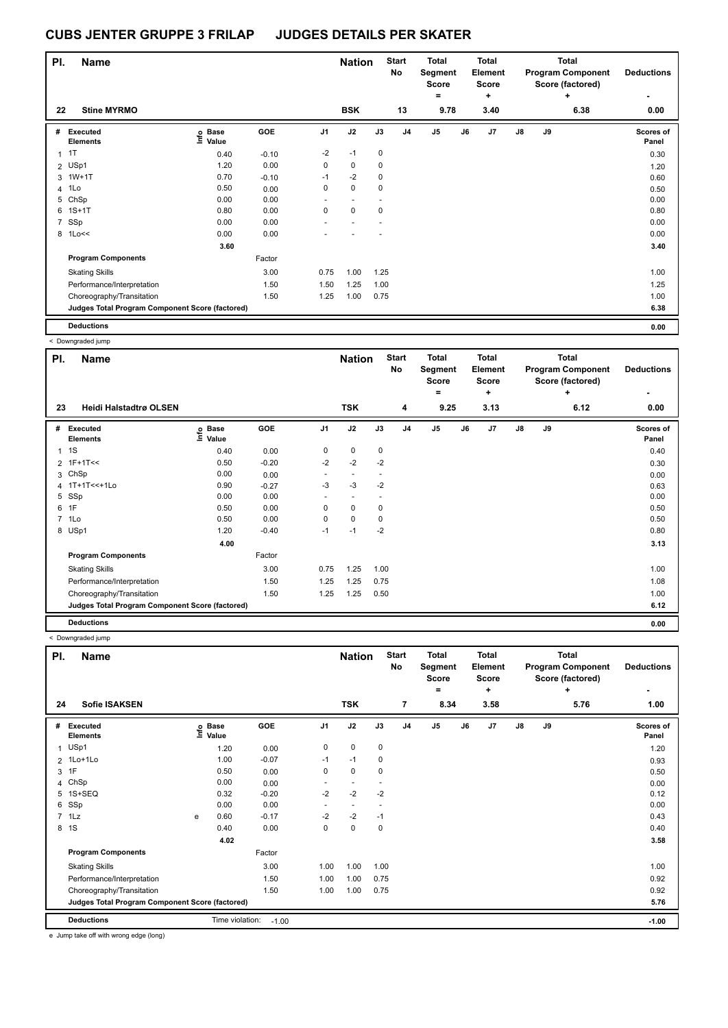# CUBS JENTER GRUPPE 3 FRILAP JUDGES DETAILS PER SKATER

| Pl. | Name | Nation | Start No | Total Segment Score = | Total Element Score + | Total Program Component Score (factored) + | Deductions - |
|---|---|---|---|---|---|---|---|
| 22 | Stine MYRMO | BSK | 13 | 9.78 | 3.40 | 6.38 | 0.00 |

| # | Executed Elements | Info | Base Value | GOE | J1 | J2 | J3 | J4 | J5 | J6 | J7 | J8 | J9 | Scores of Panel |
|---|---|---|---|---|---|---|---|---|---|---|---|---|---|---|
| 1 | 1T | | 0.40 | -0.10 | -2 | -1 | 0 | | | | | | | 0.30 |
| 2 | USp1 | | 1.20 | 0.00 | 0 | 0 | 0 | | | | | | | 1.20 |
| 3 | 1W+1T | | 0.70 | -0.10 | -1 | -2 | 0 | | | | | | | 0.60 |
| 4 | 1Lo | | 0.50 | 0.00 | 0 | 0 | 0 | | | | | | | 0.50 |
| 5 | ChSp | | 0.00 | 0.00 | - | - | - | | | | | | | 0.00 |
| 6 | 1S+1T | | 0.80 | 0.00 | 0 | 0 | 0 | | | | | | | 0.80 |
| 7 | SSp | | 0.00 | 0.00 | - | - | - | | | | | | | 0.00 |
| 8 | 1Lo<< | | 0.00 | 0.00 | - | - | - | | | | | | | 0.00 |
| | | | 3.60 | | | | | | | | | | | 3.40 |
| | **Program Components** | | | Factor | | | | | | | | | | |
| | Skating Skills | | | 3.00 | 0.75 | 1.00 | 1.25 | | | | | | | 1.00 |
| | Performance/Interpretation | | | 1.50 | 1.50 | 1.25 | 1.00 | | | | | | | 1.25 |
| | Choreography/Transitation | | | 1.50 | 1.25 | 1.00 | 0.75 | | | | | | | 1.00 |
| | **Judges Total Program Component Score (factored)** | | | | | | | | | | | | | 6.38 |
| | **Deductions** | | | | | | | | | | | | | 0.00 |

< Downgraded jump

| Pl. | Name | Nation | Start No | Total Segment Score = | Total Element Score + | Total Program Component Score (factored) + | Deductions - |
|---|---|---|---|---|---|---|---|
| 23 | Heidi Halstadtrø OLSEN | TSK | 4 | 9.25 | 3.13 | 6.12 | 0.00 |

| # | Executed Elements | Info | Base Value | GOE | J1 | J2 | J3 | J4 | J5 | J6 | J7 | J8 | J9 | Scores of Panel |
|---|---|---|---|---|---|---|---|---|---|---|---|---|---|---|
| 1 | 1S | | 0.40 | 0.00 | 0 | 0 | 0 | | | | | | | 0.40 |
| 2 | 1F+1T<< | | 0.50 | -0.20 | -2 | -2 | -2 | | | | | | | 0.30 |
| 3 | ChSp | | 0.00 | 0.00 | - | - | - | | | | | | | 0.00 |
| 4 | 1T+1T<<+1Lo | | 0.90 | -0.27 | -3 | -3 | -2 | | | | | | | 0.63 |
| 5 | SSp | | 0.00 | 0.00 | - | - | - | | | | | | | 0.00 |
| 6 | 1F | | 0.50 | 0.00 | 0 | 0 | 0 | | | | | | | 0.50 |
| 7 | 1Lo | | 0.50 | 0.00 | 0 | 0 | 0 | | | | | | | 0.50 |
| 8 | USp1 | | 1.20 | -0.40 | -1 | -1 | -2 | | | | | | | 0.80 |
| | | | 4.00 | | | | | | | | | | | 3.13 |
| | **Program Components** | | | Factor | | | | | | | | | | |
| | Skating Skills | | | 3.00 | 0.75 | 1.25 | 1.00 | | | | | | | 1.00 |
| | Performance/Interpretation | | | 1.50 | 1.25 | 1.25 | 0.75 | | | | | | | 1.08 |
| | Choreography/Transitation | | | 1.50 | 1.25 | 1.25 | 0.50 | | | | | | | 1.00 |
| | **Judges Total Program Component Score (factored)** | | | | | | | | | | | | | 6.12 |
| | **Deductions** | | | | | | | | | | | | | 0.00 |

< Downgraded jump

| Pl. | Name | Nation | Start No | Total Segment Score = | Total Element Score + | Total Program Component Score (factored) + | Deductions - |
|---|---|---|---|---|---|---|---|
| 24 | Sofie ISAKSEN | TSK | 7 | 8.34 | 3.58 | 5.76 | 1.00 |

| # | Executed Elements | Info | Base Value | GOE | J1 | J2 | J3 | J4 | J5 | J6 | J7 | J8 | J9 | Scores of Panel |
|---|---|---|---|---|---|---|---|---|---|---|---|---|---|---|
| 1 | USp1 | | 1.20 | 0.00 | 0 | 0 | 0 | | | | | | | 1.20 |
| 2 | 1Lo+1Lo | | 1.00 | -0.07 | -1 | -1 | 0 | | | | | | | 0.93 |
| 3 | 1F | | 0.50 | 0.00 | 0 | 0 | 0 | | | | | | | 0.50 |
| 4 | ChSp | | 0.00 | 0.00 | - | - | - | | | | | | | 0.00 |
| 5 | 1S+SEQ | | 0.32 | -0.20 | -2 | -2 | -2 | | | | | | | 0.12 |
| 6 | SSp | | 0.00 | 0.00 | - | - | - | | | | | | | 0.00 |
| 7 | 1Lz | e | 0.60 | -0.17 | -2 | -2 | -1 | | | | | | | 0.43 |
| 8 | 1S | | 0.40 | 0.00 | 0 | 0 | 0 | | | | | | | 0.40 |
| | | | 4.02 | | | | | | | | | | | 3.58 |
| | **Program Components** | | | Factor | | | | | | | | | | |
| | Skating Skills | | | 3.00 | 1.00 | 1.00 | 1.00 | | | | | | | 1.00 |
| | Performance/Interpretation | | | 1.50 | 1.00 | 1.00 | 0.75 | | | | | | | 0.92 |
| | Choreography/Transitation | | | 1.50 | 1.00 | 1.00 | 0.75 | | | | | | | 0.92 |
| | **Judges Total Program Component Score (factored)** | | | | | | | | | | | | | 5.76 |
| | **Deductions** | Time violation: | -1.00 | | | | | | | | | | | -1.00 |

e Jump take off with wrong edge (long)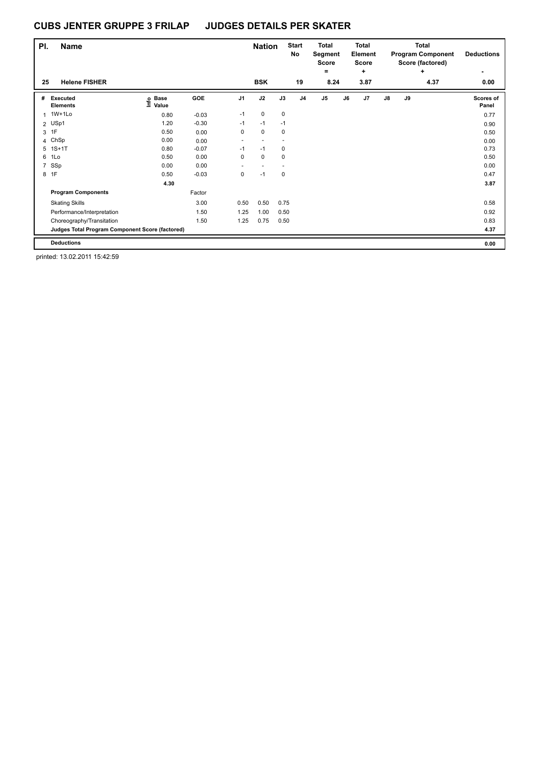# CUBS JENTER GRUPPE 3 FRILAP JUDGES DETAILS PER SKATER

| Pl. | Name | Nation | Start No | Total Segment Score = | Total Element Score + | Total Program Component Score (factored) + | Deductions - |
|---|---|---|---|---|---|---|---|
| 25 | Helene FISHER | BSK | 19 | 8.24 | 3.87 | 4.37 | 0.00 |

| # | Executed Elements | Info | Base Value | GOE | J1 | J2 | J3 | J4 | J5 | J6 | J7 | J8 | J9 | Scores of Panel |
|---|---|---|---|---|---|---|---|---|---|---|---|---|---|---|
| 1 | 1W+1Lo | | 0.80 | -0.03 | -1 | 0 | 0 | | | | | | | 0.77 |
| 2 | USp1 | | 1.20 | -0.30 | -1 | -1 | -1 | | | | | | | 0.90 |
| 3 | 1F | | 0.50 | 0.00 | 0 | 0 | 0 | | | | | | | 0.50 |
| 4 | ChSp | | 0.00 | 0.00 | - | - | - | | | | | | | 0.00 |
| 5 | 1S+1T | | 0.80 | -0.07 | -1 | -1 | 0 | | | | | | | 0.73 |
| 6 | 1Lo | | 0.50 | 0.00 | 0 | 0 | 0 | | | | | | | 0.50 |
| 7 | SSp | | 0.00 | 0.00 | - | - | - | | | | | | | 0.00 |
| 8 | 1F | | 0.50 | -0.03 | 0 | -1 | 0 | | | | | | | 0.47 |
| | | | 4.30 | | | | | | | | | | | 3.87 |
| | **Program Components** | | | Factor | | | | | | | | | | |
| | Skating Skills | | | 3.00 | 0.50 | 0.50 | 0.75 | | | | | | | 0.58 |
| | Performance/Interpretation | | | 1.50 | 1.25 | 1.00 | 0.50 | | | | | | | 0.92 |
| | Choreography/Transitation | | | 1.50 | 1.25 | 0.75 | 0.50 | | | | | | | 0.83 |
| | **Judges Total Program Component Score (factored)** | | | | | | | | | | | | | 4.37 |
| | **Deductions** | | | | | | | | | | | | | 0.00 |

printed: 13.02.2011 15:42:59